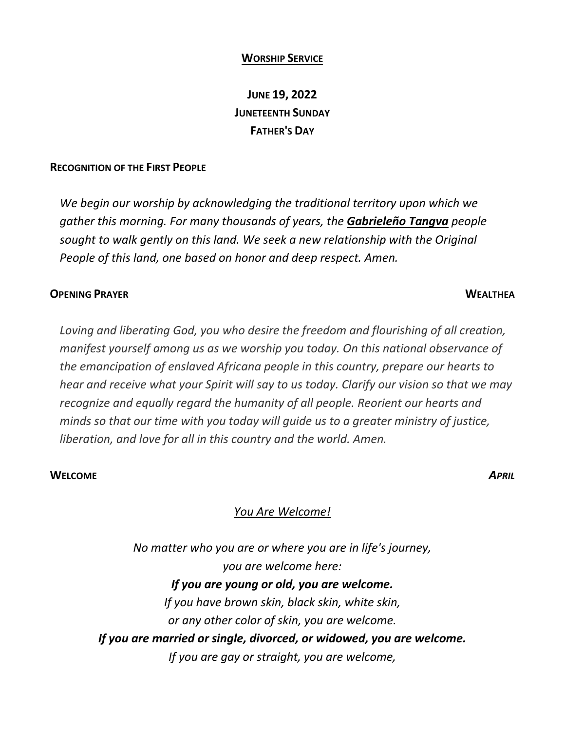## **WORSHIP SERVICE**

### **JUNE 19, 2022**
### **JUNETEENTH SUNDAY**
### **FATHER'S DAY**

**RECOGNITION OF THE FIRST PEOPLE**

*We begin our worship by acknowledging the traditional territory upon which we gather this morning. For many thousands of years, the **Gabrieleño Tangva** people sought to walk gently on this land. We seek a new relationship with the Original People of this land, one based on honor and deep respect. Amen.*

**OPENING PRAYER** **WEALTHEA**

*Loving and liberating God, you who desire the freedom and flourishing of all creation, manifest yourself among us as we worship you today. On this national observance of the emancipation of enslaved Africana people in this country, prepare our hearts to hear and receive what your Spirit will say to us today. Clarify our vision so that we may recognize and equally regard the humanity of all people. Reorient our hearts and minds so that our time with you today will guide us to a greater ministry of justice, liberation, and love for all in this country and the world. Amen.*

**WELCOME** ***APRIL***

*You Are Welcome!*

*No matter who you are or where you are in life's journey,*
*you are welcome here:*
***If you are young or old, you are welcome.***
*If you have brown skin, black skin, white skin,*
*or any other color of skin, you are welcome.*
***If you are married or single, divorced, or widowed, you are welcome.***
*If you are gay or straight, you are welcome,*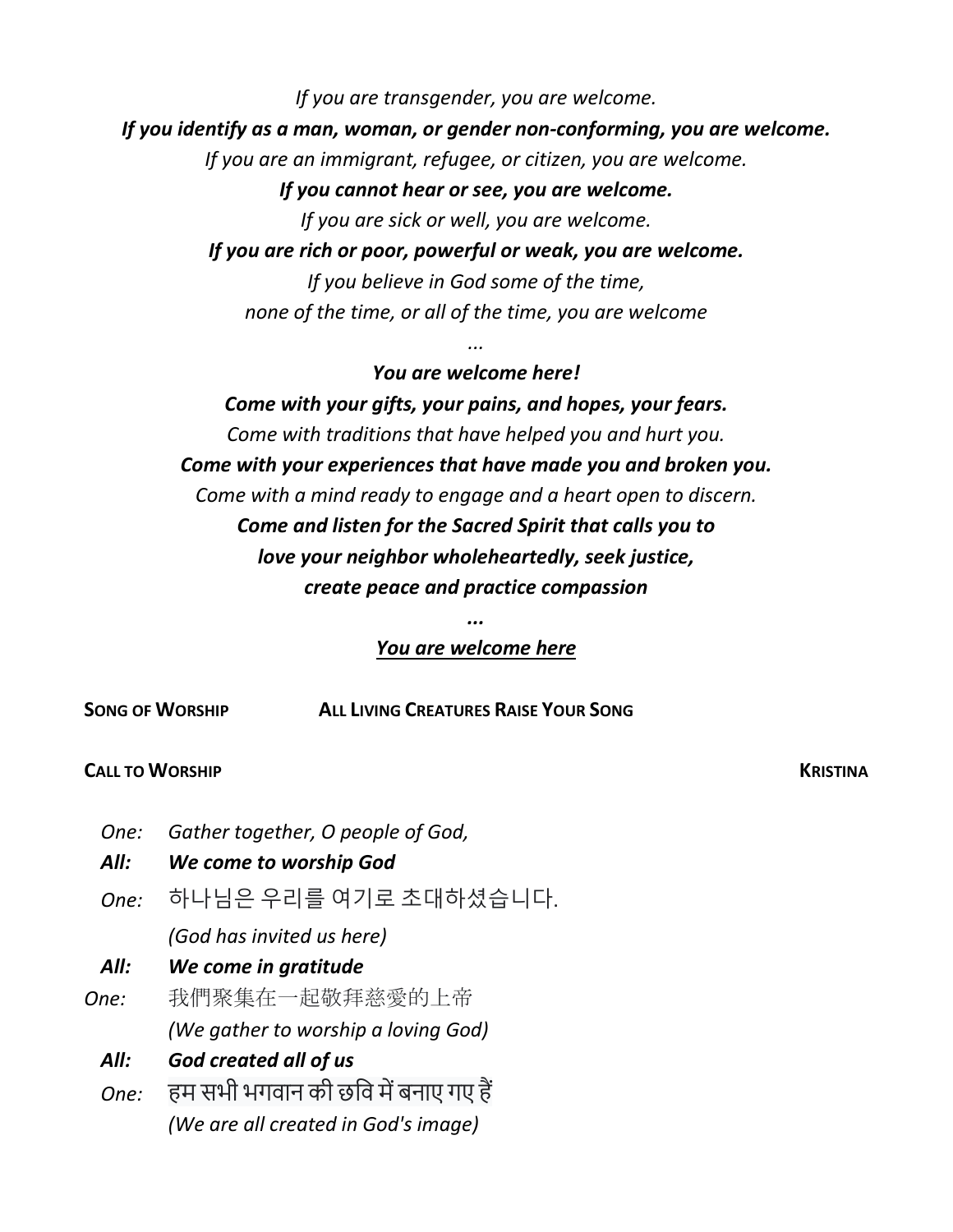*If you are transgender, you are welcome.*

***If you identify as a man, woman, or gender non-conforming, you are welcome.***

*If you are an immigrant, refugee, or citizen, you are welcome.*

***If you cannot hear or see, you are welcome.***

*If you are sick or well, you are welcome.*

***If you are rich or poor, powerful or weak, you are welcome.***

*If you believe in God some of the time,*
*none of the time, or all of the time, you are welcome*

*...*

***You are welcome here!***

***Come with your gifts, your pains, and hopes, your fears.***

*Come with traditions that have helped you and hurt you.*

***Come with your experiences that have made you and broken you.***

*Come with a mind ready to engage and a heart open to discern.*

***Come and listen for the Sacred Spirit that calls you to***
***love your neighbor wholeheartedly, seek justice,***
***create peace and practice compassion***

***...***

***<u>You are welcome here</u>***

**SONG OF WORSHIP** **ALL LIVING CREATURES RAISE YOUR SONG**

**CALL TO WORSHIP** **KRISTINA**

*One:* *Gather together, O people of God,*

***All:*** ***We come to worship God***

*One:* 하나님은 우리를 여기로 초대하셨습니다.
*(God has invited us here)*

***All:*** ***We come in gratitude***

*One:* 我們聚集在一起敬拜慈愛的上帝
*(We gather to worship a loving God)*

***All:*** ***God created all of us***

*One:* हम सभी भगवान की छवि में बनाए गए हैं
*(We are all created in God's image)*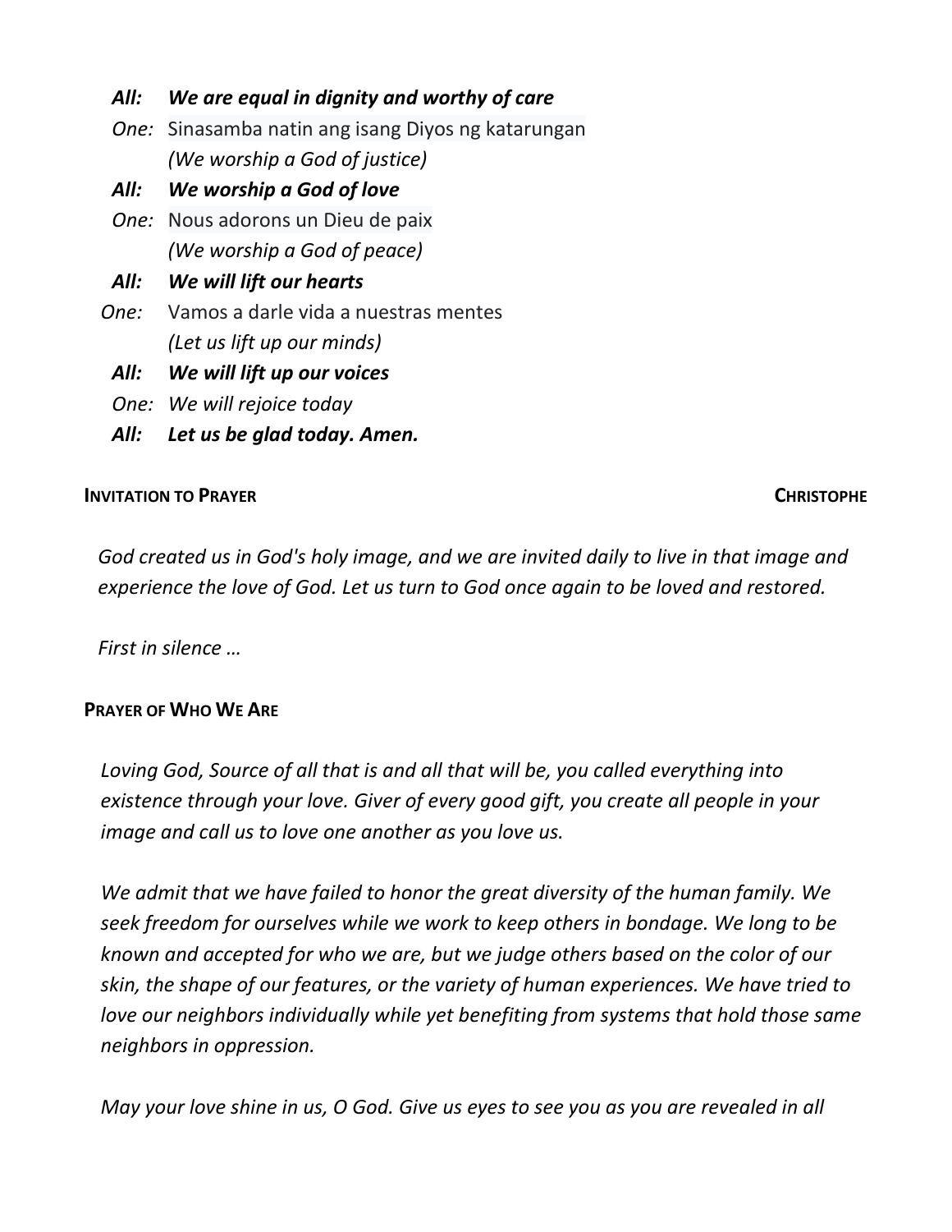***All:*** ***We are equal in dignity and worthy of care***

*One:* Sinasamba natin ang isang Diyos ng katarungan
*(We worship a God of justice)*

***All:*** ***We worship a God of love***

*One:* Nous adorons un Dieu de paix
*(We worship a God of peace)*

***All:*** ***We will lift our hearts***

*One:* Vamos a darle vida a nuestras mentes
*(Let us lift up our minds)*

***All:*** ***We will lift up our voices***

*One:* *We will rejoice today*

***All:*** ***Let us be glad today. Amen.***

**INVITATION TO PRAYER** **CHRISTOPHE**

*God created us in God's holy image, and we are invited daily to live in that image and experience the love of God. Let us turn to God once again to be loved and restored.*

*First in silence …*

**PRAYER OF WHO WE ARE**

*Loving God, Source of all that is and all that will be, you called everything into existence through your love. Giver of every good gift, you create all people in your image and call us to love one another as you love us.*

*We admit that we have failed to honor the great diversity of the human family. We seek freedom for ourselves while we work to keep others in bondage. We long to be known and accepted for who we are, but we judge others based on the color of our skin, the shape of our features, or the variety of human experiences. We have tried to love our neighbors individually while yet benefiting from systems that hold those same neighbors in oppression.*

*May your love shine in us, O God. Give us eyes to see you as you are revealed in all*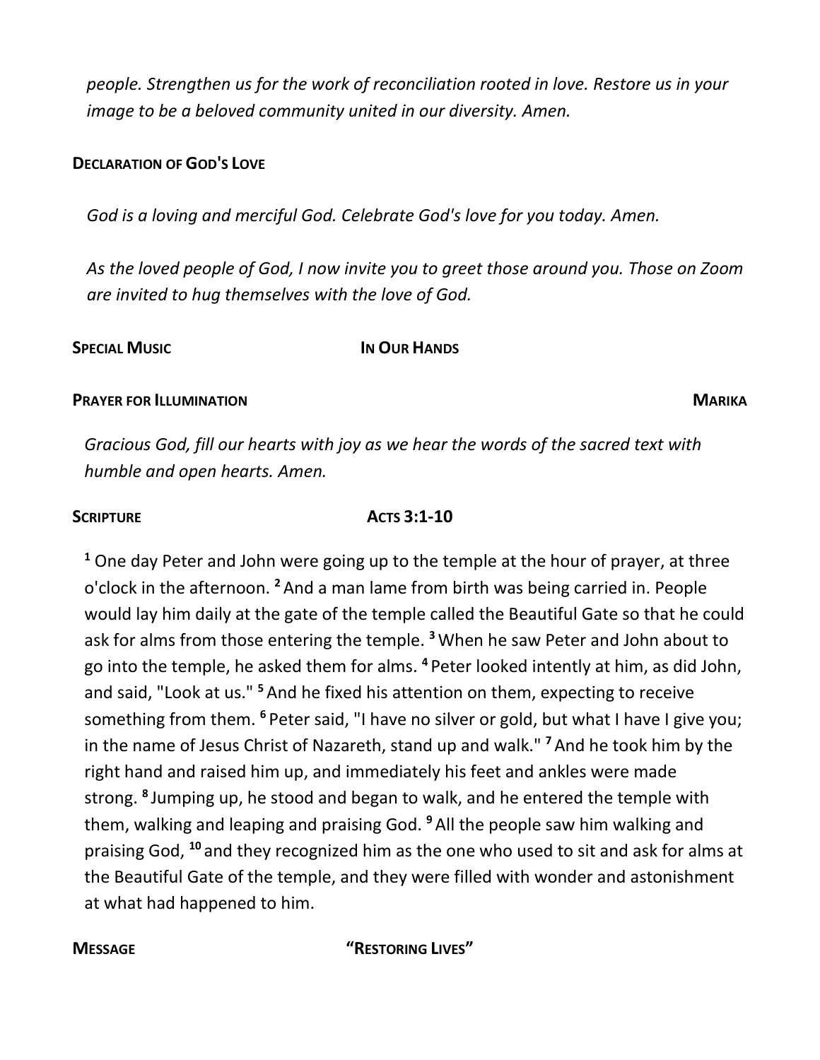*people. Strengthen us for the work of reconciliation rooted in love. Restore us in your image to be a beloved community united in our diversity. Amen.*

**DECLARATION OF GOD'S LOVE**

*God is a loving and merciful God. Celebrate God's love for you today. Amen.*

*As the loved people of God, I now invite you to greet those around you. Those on Zoom are invited to hug themselves with the love of God.*

**SPECIAL MUSIC** **IN OUR HANDS**

**PRAYER FOR ILLUMINATION** **MARIKA**

*Gracious God, fill our hearts with joy as we hear the words of the sacred text with humble and open hearts. Amen.*

**SCRIPTURE** **ACTS 3:1-10**

[1] One day Peter and John were going up to the temple at the hour of prayer, at three o'clock in the afternoon. [2] And a man lame from birth was being carried in. People would lay him daily at the gate of the temple called the Beautiful Gate so that he could ask for alms from those entering the temple. [3] When he saw Peter and John about to go into the temple, he asked them for alms. [4] Peter looked intently at him, as did John, and said, "Look at us." [5] And he fixed his attention on them, expecting to receive something from them. [6] Peter said, "I have no silver or gold, but what I have I give you; in the name of Jesus Christ of Nazareth, stand up and walk." [7] And he took him by the right hand and raised him up, and immediately his feet and ankles were made strong. [8] Jumping up, he stood and began to walk, and he entered the temple with them, walking and leaping and praising God. [9] All the people saw him walking and praising God, [10] and they recognized him as the one who used to sit and ask for alms at the Beautiful Gate of the temple, and they were filled with wonder and astonishment at what had happened to him.

**MESSAGE** **"RESTORING LIVES"**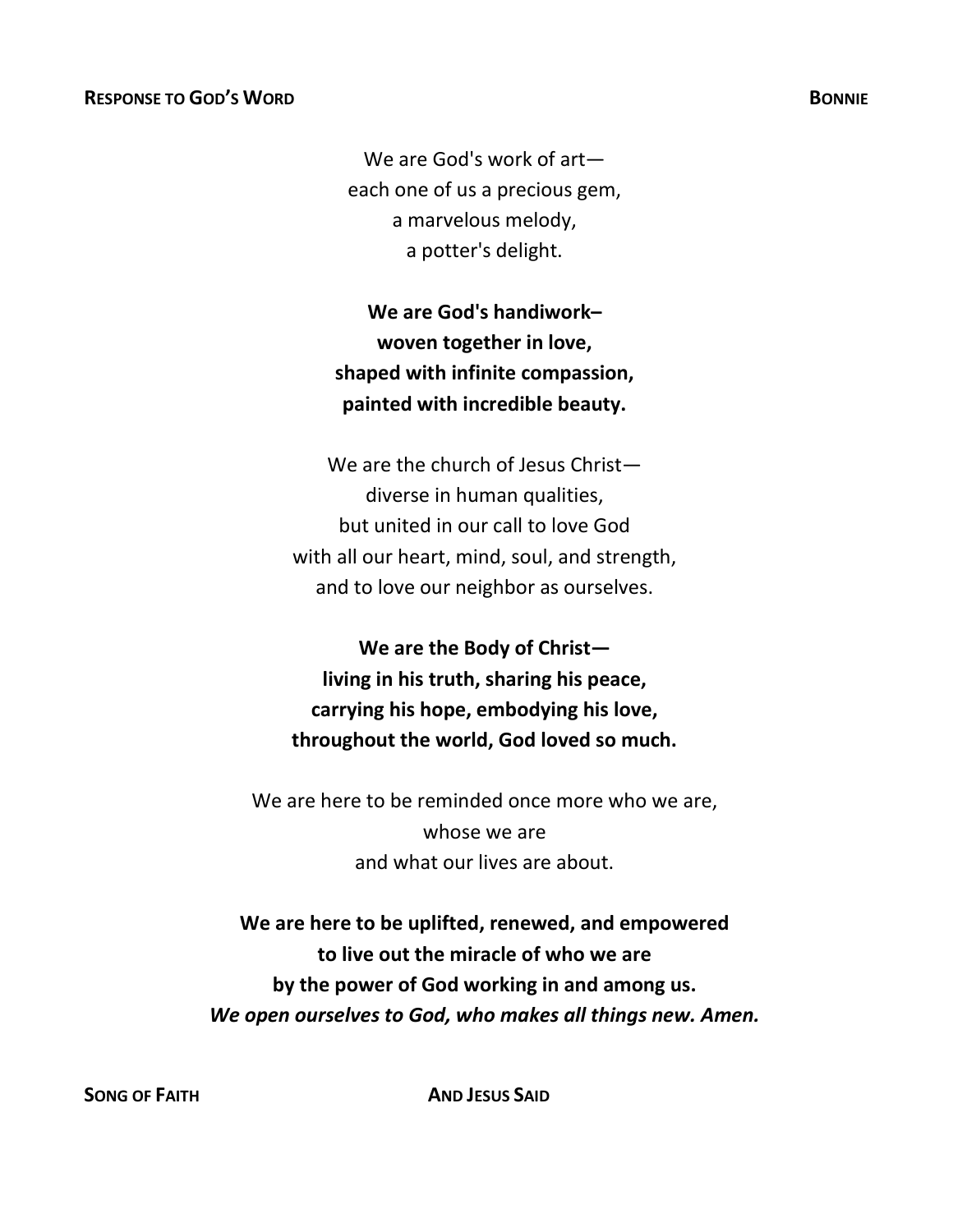**RESPONSE TO GOD'S WORD** **BONNIE**

We are God's work of art—
each one of us a precious gem,
a marvelous melody,
a potter's delight.

**We are God's handiwork–**
**woven together in love,**
**shaped with infinite compassion,**
**painted with incredible beauty.**

We are the church of Jesus Christ—
diverse in human qualities,
but united in our call to love God
with all our heart, mind, soul, and strength,
and to love our neighbor as ourselves.

**We are the Body of Christ—**
**living in his truth, sharing his peace,**
**carrying his hope, embodying his love,**
**throughout the world, God loved so much.**

We are here to be reminded once more who we are,
whose we are
and what our lives are about.

**We are here to be uplifted, renewed, and empowered**
**to live out the miracle of who we are**
**by the power of God working in and among us.**
***We open ourselves to God, who makes all things new. Amen.***

**SONG OF FAITH** **AND JESUS SAID**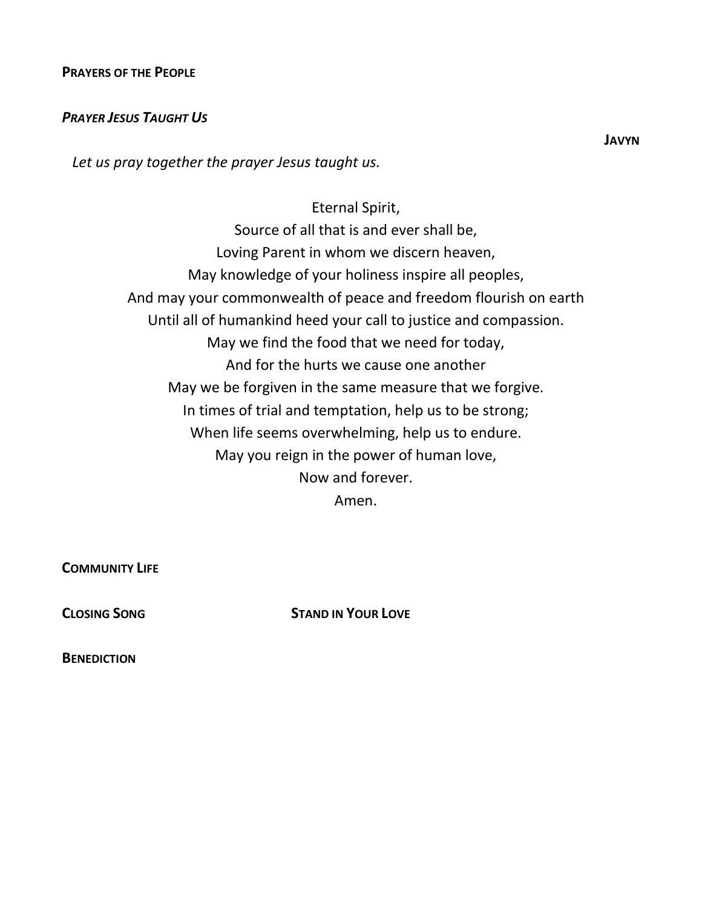**Prayers of the People**

***Prayer Jesus Taught Us***

**Javyn**

*Let us pray together the prayer Jesus taught us.*

Eternal Spirit,
Source of all that is and ever shall be,
Loving Parent in whom we discern heaven,
May knowledge of your holiness inspire all peoples,
And may your commonwealth of peace and freedom flourish on earth
Until all of humankind heed your call to justice and compassion.
May we find the food that we need for today,
And for the hurts we cause one another
May we be forgiven in the same measure that we forgive.
In times of trial and temptation, help us to be strong;
When life seems overwhelming, help us to endure.
May you reign in the power of human love,
Now and forever.
Amen.

**Community Life**

**Closing Song** **Stand in Your Love**

**Benediction**